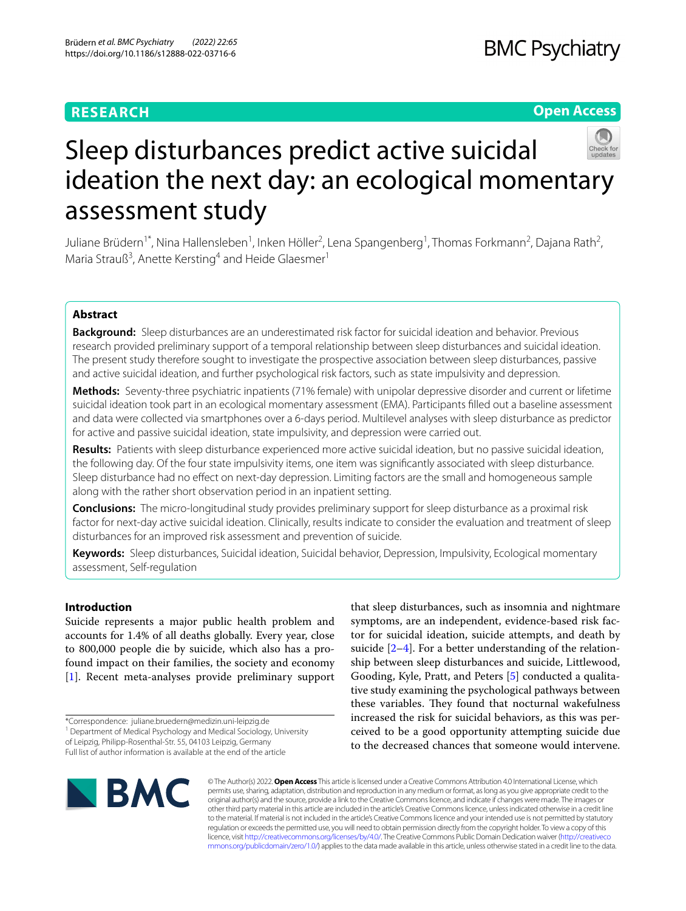RESEARCH

Open Access

# Sleep disturbances predict active suicidal ideation the next day: an ecological momentary assessment study

Juliane Brüdern[1*], Nina Hallensleben[1], Inken Höller[2], Lena Spangenberg[1], Thomas Forkmann[2], Dajana Rath[2], Maria Strauß[3], Anette Kersting[4] and Heide Glaesmer[1]

## Abstract

**Background:** Sleep disturbances are an underestimated risk factor for suicidal ideation and behavior. Previous research provided preliminary support of a temporal relationship between sleep disturbances and suicidal ideation. The present study therefore sought to investigate the prospective association between sleep disturbances, passive and active suicidal ideation, and further psychological risk factors, such as state impulsivity and depression.

**Methods:** Seventy-three psychiatric inpatients (71% female) with unipolar depressive disorder and current or lifetime suicidal ideation took part in an ecological momentary assessment (EMA). Participants filled out a baseline assessment and data were collected via smartphones over a 6-days period. Multilevel analyses with sleep disturbance as predictor for active and passive suicidal ideation, state impulsivity, and depression were carried out.

**Results:** Patients with sleep disturbance experienced more active suicidal ideation, but no passive suicidal ideation, the following day. Of the four state impulsivity items, one item was significantly associated with sleep disturbance. Sleep disturbance had no effect on next-day depression. Limiting factors are the small and homogeneous sample along with the rather short observation period in an inpatient setting.

**Conclusions:** The micro-longitudinal study provides preliminary support for sleep disturbance as a proximal risk factor for next-day active suicidal ideation. Clinically, results indicate to consider the evaluation and treatment of sleep disturbances for an improved risk assessment and prevention of suicide.

**Keywords:** Sleep disturbances, Suicidal ideation, Suicidal behavior, Depression, Impulsivity, Ecological momentary assessment, Self-regulation

## Introduction

Suicide represents a major public health problem and accounts for 1.4% of all deaths globally. Every year, close to 800,000 people die by suicide, which also has a profound impact on their families, the society and economy [1]. Recent meta-analyses provide preliminary support that sleep disturbances, such as insomnia and nightmare symptoms, are an independent, evidence-based risk factor for suicidal ideation, suicide attempts, and death by suicide [2–4]. For a better understanding of the relationship between sleep disturbances and suicide, Littlewood, Gooding, Kyle, Pratt, and Peters [5] conducted a qualitative study examining the psychological pathways between these variables. They found that nocturnal wakefulness increased the risk for suicidal behaviors, as this was perceived to be a good opportunity attempting suicide due to the decreased chances that someone would intervene.

*Correspondence: juliane.bruedern@medizin.uni-leipzig.de
[1] Department of Medical Psychology and Medical Sociology, University of Leipzig, Philipp-Rosenthal-Str. 55, 04103 Leipzig, Germany
Full list of author information is available at the end of the article

© The Author(s) 2022. **Open Access** This article is licensed under a Creative Commons Attribution 4.0 International License, which permits use, sharing, adaptation, distribution and reproduction in any medium or format, as long as you give appropriate credit to the original author(s) and the source, provide a link to the Creative Commons licence, and indicate if changes were made. The images or other third party material in this article are included in the article's Creative Commons licence, unless indicated otherwise in a credit line to the material. If material is not included in the article's Creative Commons licence and your intended use is not permitted by statutory regulation or exceeds the permitted use, you will need to obtain permission directly from the copyright holder. To view a copy of this licence, visit http://creativecommons.org/licenses/by/4.0/. The Creative Commons Public Domain Dedication waiver (http://creativecommons.org/publicdomain/zero/1.0/) applies to the data made available in this article, unless otherwise stated in a credit line to the data.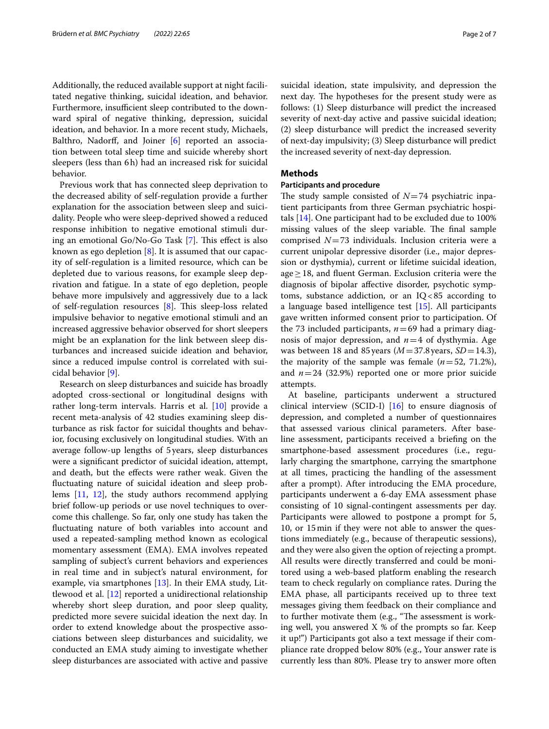Additionally, the reduced available support at night facilitated negative thinking, suicidal ideation, and behavior. Furthermore, insufficient sleep contributed to the downward spiral of negative thinking, depression, suicidal ideation, and behavior. In a more recent study, Michaels, Balthro, Nadorff, and Joiner [6] reported an association between total sleep time and suicide whereby short sleepers (less than 6 h) had an increased risk for suicidal behavior.

Previous work that has connected sleep deprivation to the decreased ability of self-regulation provide a further explanation for the association between sleep and suicidality. People who were sleep-deprived showed a reduced response inhibition to negative emotional stimuli during an emotional Go/No-Go Task [7]. This effect is also known as ego depletion [8]. It is assumed that our capacity of self-regulation is a limited resource, which can be depleted due to various reasons, for example sleep deprivation and fatigue. In a state of ego depletion, people behave more impulsively and aggressively due to a lack of self-regulation resources [8]. This sleep-loss related impulsive behavior to negative emotional stimuli and an increased aggressive behavior observed for short sleepers might be an explanation for the link between sleep disturbances and increased suicide ideation and behavior, since a reduced impulse control is correlated with suicidal behavior [9].

Research on sleep disturbances and suicide has broadly adopted cross-sectional or longitudinal designs with rather long-term intervals. Harris et al. [10] provide a recent meta-analysis of 42 studies examining sleep disturbance as risk factor for suicidal thoughts and behavior, focusing exclusively on longitudinal studies. With an average follow-up lengths of 5 years, sleep disturbances were a significant predictor of suicidal ideation, attempt, and death, but the effects were rather weak. Given the fluctuating nature of suicidal ideation and sleep problems [11, 12], the study authors recommend applying brief follow-up periods or use novel techniques to overcome this challenge. So far, only one study has taken the fluctuating nature of both variables into account and used a repeated-sampling method known as ecological momentary assessment (EMA). EMA involves repeated sampling of subject's current behaviors and experiences in real time and in subject's natural environment, for example, via smartphones [13]. In their EMA study, Littlewood et al. [12] reported a unidirectional relationship whereby short sleep duration, and poor sleep quality, predicted more severe suicidal ideation the next day. In order to extend knowledge about the prospective associations between sleep disturbances and suicidality, we conducted an EMA study aiming to investigate whether sleep disturbances are associated with active and passive suicidal ideation, state impulsivity, and depression the next day. The hypotheses for the present study were as follows: (1) Sleep disturbance will predict the increased severity of next-day active and passive suicidal ideation; (2) sleep disturbance will predict the increased severity of next-day impulsivity; (3) Sleep disturbance will predict the increased severity of next-day depression.

## Methods

### Participants and procedure

The study sample consisted of $N = 74$ psychiatric inpatient participants from three German psychiatric hospitals [14]. One participant had to be excluded due to 100% missing values of the sleep variable. The final sample comprised $N = 73$ individuals. Inclusion criteria were a current unipolar depressive disorder (i.e., major depression or dysthymia), current or lifetime suicidal ideation, age $\geq 18$, and fluent German. Exclusion criteria were the diagnosis of bipolar affective disorder, psychotic symptoms, substance addiction, or an $IQ < 85$ according to a language based intelligence test [15]. All participants gave written informed consent prior to participation. Of the 73 included participants, $n = 69$ had a primary diagnosis of major depression, and $n = 4$ of dysthymia. Age was between 18 and 85 years ($M = 37.8$ years, $SD = 14.3$), the majority of the sample was female ($n = 52$, 71.2%), and $n = 24$ (32.9%) reported one or more prior suicide attempts.

At baseline, participants underwent a structured clinical interview (SCID-I) [16] to ensure diagnosis of depression, and completed a number of questionnaires that assessed various clinical parameters. After baseline assessment, participants received a briefing on the smartphone-based assessment procedures (i.e., regularly charging the smartphone, carrying the smartphone at all times, practicing the handling of the assessment after a prompt). After introducing the EMA procedure, participants underwent a 6-day EMA assessment phase consisting of 10 signal-contingent assessments per day. Participants were allowed to postpone a prompt for 5, 10, or 15 min if they were not able to answer the questions immediately (e.g., because of therapeutic sessions), and they were also given the option of rejecting a prompt. All results were directly transferred and could be monitored using a web-based platform enabling the research team to check regularly on compliance rates. During the EMA phase, all participants received up to three text messages giving them feedback on their compliance and to further motivate them (e.g., "The assessment is working well, you answered X % of the prompts so far. Keep it up!") Participants got also a text message if their compliance rate dropped below 80% (e.g., Your answer rate is currently less than 80%. Please try to answer more often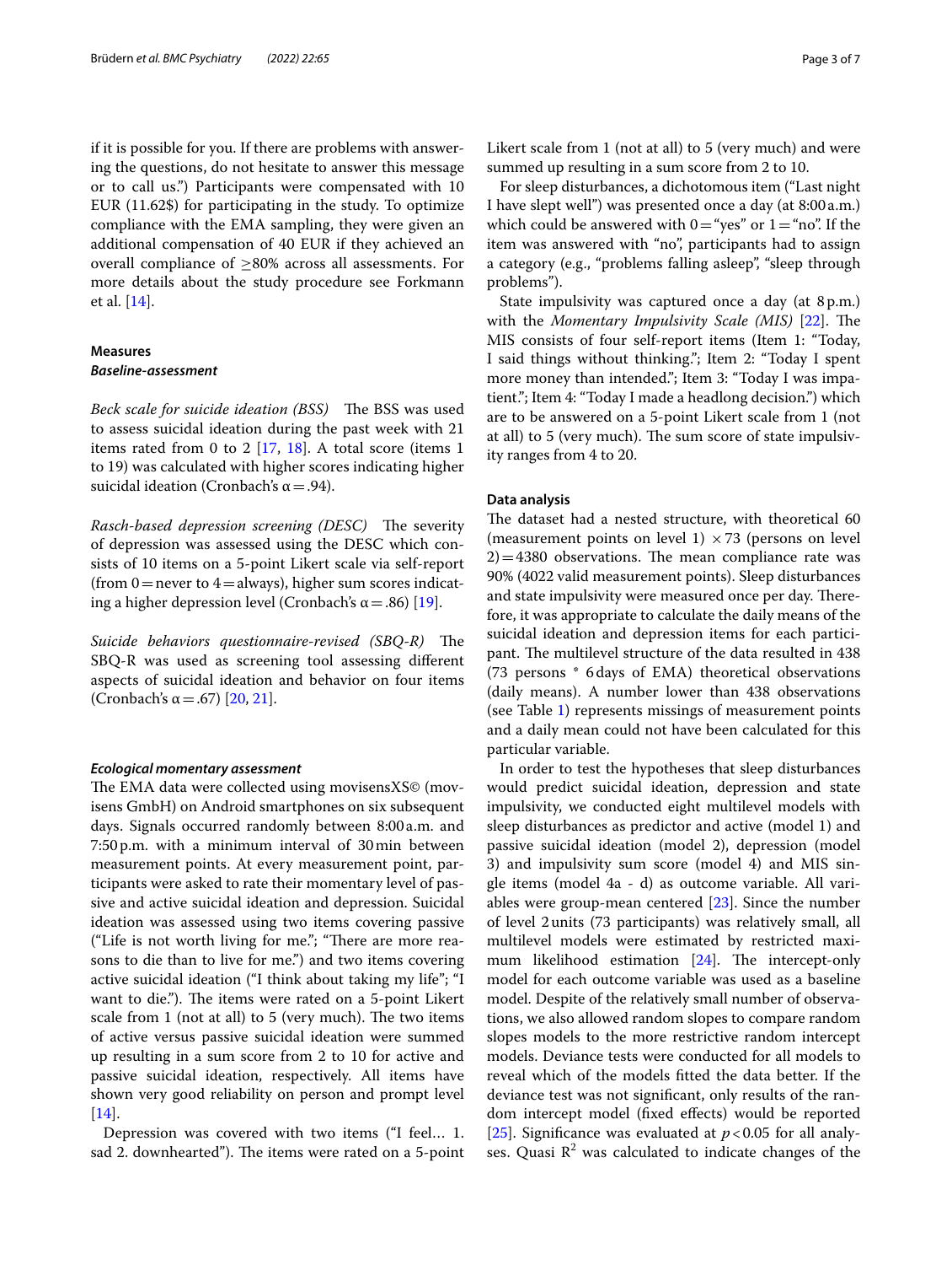if it is possible for you. If there are problems with answering the questions, do not hesitate to answer this message or to call us.") Participants were compensated with 10 EUR (11.62$) for participating in the study. To optimize compliance with the EMA sampling, they were given an additional compensation of 40 EUR if they achieved an overall compliance of ≥80% across all assessments. For more details about the study procedure see Forkmann et al. [14].

## Measures

### Baseline-assessment

*Beck scale for suicide ideation (BSS)* The BSS was used to assess suicidal ideation during the past week with 21 items rated from 0 to 2 [17, 18]. A total score (items 1 to 19) was calculated with higher scores indicating higher suicidal ideation (Cronbach's α = .94).

*Rasch-based depression screening (DESC)* The severity of depression was assessed using the DESC which consists of 10 items on a 5-point Likert scale via self-report (from 0 = never to 4 = always), higher sum scores indicating a higher depression level (Cronbach's α = .86) [19].

*Suicide behaviors questionnaire-revised (SBQ-R)* The SBQ-R was used as screening tool assessing different aspects of suicidal ideation and behavior on four items (Cronbach's α = .67) [20, 21].

### Ecological momentary assessment

The EMA data were collected using movisensXS© (movisens GmbH) on Android smartphones on six subsequent days. Signals occurred randomly between 8:00 a.m. and 7:50 p.m. with a minimum interval of 30 min between measurement points. At every measurement point, participants were asked to rate their momentary level of passive and active suicidal ideation and depression. Suicidal ideation was assessed using two items covering passive ("Life is not worth living for me."; "There are more reasons to die than to live for me.") and two items covering active suicidal ideation ("I think about taking my life"; "I want to die."). The items were rated on a 5-point Likert scale from 1 (not at all) to 5 (very much). The two items of active versus passive suicidal ideation were summed up resulting in a sum score from 2 to 10 for active and passive suicidal ideation, respectively. All items have shown very good reliability on person and prompt level [14].

Depression was covered with two items ("I feel… 1. sad 2. downhearted"). The items were rated on a 5-point Likert scale from 1 (not at all) to 5 (very much) and were summed up resulting in a sum score from 2 to 10.

For sleep disturbances, a dichotomous item ("Last night I have slept well") was presented once a day (at 8:00 a.m.) which could be answered with 0 = "yes" or 1 = "no". If the item was answered with "no", participants had to assign a category (e.g., "problems falling asleep", "sleep through problems").

State impulsivity was captured once a day (at 8 p.m.) with the *Momentary Impulsivity Scale (MIS)* [22]. The MIS consists of four self-report items (Item 1: "Today, I said things without thinking."; Item 2: "Today I spent more money than intended."; Item 3: "Today I was impatient."; Item 4: "Today I made a headlong decision.") which are to be answered on a 5-point Likert scale from 1 (not at all) to 5 (very much). The sum score of state impulsivity ranges from 4 to 20.

## Data analysis

The dataset had a nested structure, with theoretical 60 (measurement points on level 1) × 73 (persons on level 2) = 4380 observations. The mean compliance rate was 90% (4022 valid measurement points). Sleep disturbances and state impulsivity were measured once per day. Therefore, it was appropriate to calculate the daily means of the suicidal ideation and depression items for each participant. The multilevel structure of the data resulted in 438 (73 persons * 6 days of EMA) theoretical observations (daily means). A number lower than 438 observations (see Table 1) represents missings of measurement points and a daily mean could not have been calculated for this particular variable.

In order to test the hypotheses that sleep disturbances would predict suicidal ideation, depression and state impulsivity, we conducted eight multilevel models with sleep disturbances as predictor and active (model 1) and passive suicidal ideation (model 2), depression (model 3) and impulsivity sum score (model 4) and MIS single items (model 4a - d) as outcome variable. All variables were group-mean centered [23]. Since the number of level 2 units (73 participants) was relatively small, all multilevel models were estimated by restricted maximum likelihood estimation [24]. The intercept-only model for each outcome variable was used as a baseline model. Despite of the relatively small number of observations, we also allowed random slopes to compare random slopes models to the more restrictive random intercept models. Deviance tests were conducted for all models to reveal which of the models fitted the data better. If the deviance test was not significant, only results of the random intercept model (fixed effects) would be reported [25]. Significance was evaluated at $p < 0.05$ for all analyses. Quasi $R^2$ was calculated to indicate changes of the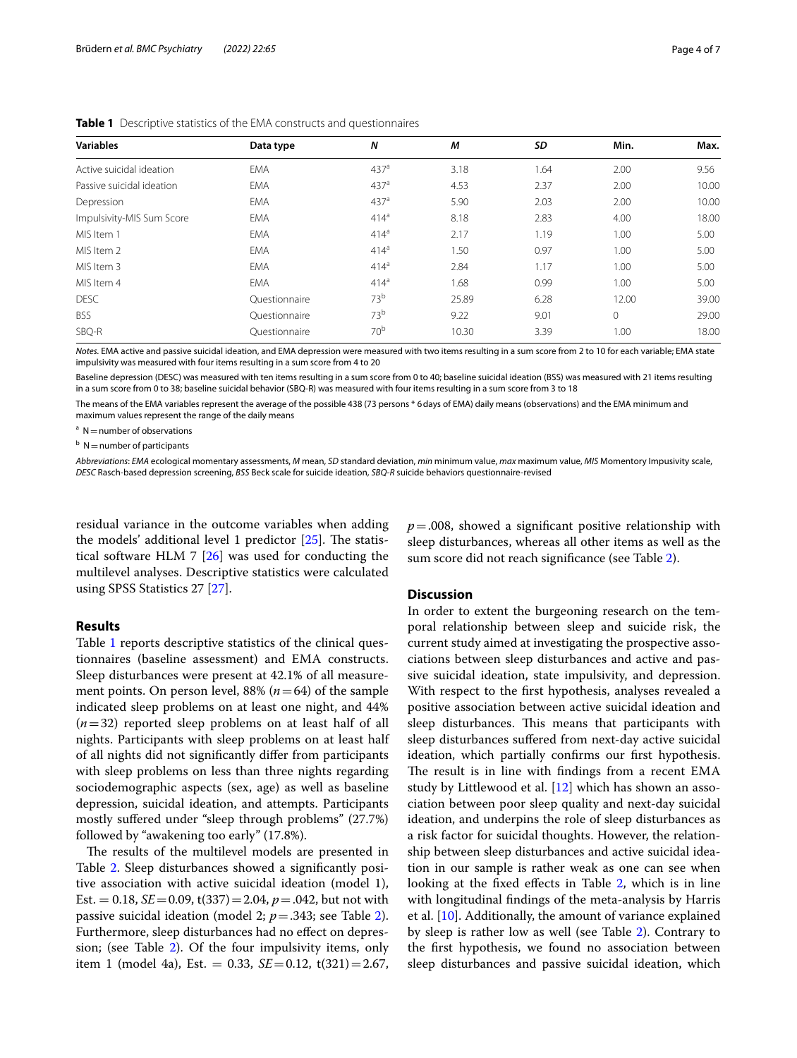**Table 1** Descriptive statistics of the EMA constructs and questionnaires

| Variables | Data type | N | M | SD | Min. | Max. |
|---|---|---|---|---|---|---|
| Active suicidal ideation | EMA | 437[a] | 3.18 | 1.64 | 2.00 | 9.56 |
| Passive suicidal ideation | EMA | 437[a] | 4.53 | 2.37 | 2.00 | 10.00 |
| Depression | EMA | 437[a] | 5.90 | 2.03 | 2.00 | 10.00 |
| Impulsivity-MIS Sum Score | EMA | 414[a] | 8.18 | 2.83 | 4.00 | 18.00 |
| MIS Item 1 | EMA | 414[a] | 2.17 | 1.19 | 1.00 | 5.00 |
| MIS Item 2 | EMA | 414[a] | 1.50 | 0.97 | 1.00 | 5.00 |
| MIS Item 3 | EMA | 414[a] | 2.84 | 1.17 | 1.00 | 5.00 |
| MIS Item 4 | EMA | 414[a] | 1.68 | 0.99 | 1.00 | 5.00 |
| DESC | Questionnaire | 73[b] | 25.89 | 6.28 | 12.00 | 39.00 |
| BSS | Questionnaire | 73[b] | 9.22 | 9.01 | 0 | 29.00 |
| SBQ-R | Questionnaire | 70[b] | 10.30 | 3.39 | 1.00 | 18.00 |

*Notes.* EMA active and passive suicidal ideation, and EMA depression were measured with two items resulting in a sum score from 2 to 10 for each variable; EMA state impulsivity was measured with four items resulting in a sum score from 4 to 20

Baseline depression (DESC) was measured with ten items resulting in a sum score from 0 to 40; baseline suicidal ideation (BSS) was measured with 21 items resulting in a sum score from 0 to 38; baseline suicidal behavior (SBQ-R) was measured with four items resulting in a sum score from 3 to 18

The means of the EMA variables represent the average of the possible 438 (73 persons * 6 days of EMA) daily means (observations) and the EMA minimum and maximum values represent the range of the daily means

[a] N = number of observations

[b] N = number of participants

*Abbreviations*: *EMA* ecological momentary assessments, *M* mean, *SD* standard deviation, *min* minimum value, *max* maximum value, *MIS* Momentory Impusivity scale, *DESC* Rasch-based depression screening, *BSS* Beck scale for suicide ideation, *SBQ-R* suicide behaviors questionnaire-revised

residual variance in the outcome variables when adding the models' additional level 1 predictor [25]. The statistical software HLM 7 [26] was used for conducting the multilevel analyses. Descriptive statistics were calculated using SPSS Statistics 27 [27].

## Results

Table 1 reports descriptive statistics of the clinical questionnaires (baseline assessment) and EMA constructs. Sleep disturbances were present at 42.1% of all measurement points. On person level, 88% ($n = 64$) of the sample indicated sleep problems on at least one night, and 44% ($n = 32$) reported sleep problems on at least half of all nights. Participants with sleep problems on at least half of all nights did not significantly differ from participants with sleep problems on less than three nights regarding sociodemographic aspects (sex, age) as well as baseline depression, suicidal ideation, and attempts. Participants mostly suffered under "sleep through problems" (27.7%) followed by "awakening too early" (17.8%).

The results of the multilevel models are presented in Table 2. Sleep disturbances showed a significantly positive association with active suicidal ideation (model 1), Est. = 0.18, $SE = 0.09$, $t(337) = 2.04$, $p = .042$, but not with passive suicidal ideation (model 2; $p = .343$; see Table 2). Furthermore, sleep disturbances had no effect on depression; (see Table 2). Of the four impulsivity items, only item 1 (model 4a), Est. = 0.33, $SE = 0.12$, $t(321) = 2.67$, $p = .008$, showed a significant positive relationship with sleep disturbances, whereas all other items as well as the sum score did not reach significance (see Table 2).

## Discussion

In order to extent the burgeoning research on the temporal relationship between sleep and suicide risk, the current study aimed at investigating the prospective associations between sleep disturbances and active and passive suicidal ideation, state impulsivity, and depression. With respect to the first hypothesis, analyses revealed a positive association between active suicidal ideation and sleep disturbances. This means that participants with sleep disturbances suffered from next-day active suicidal ideation, which partially confirms our first hypothesis. The result is in line with findings from a recent EMA study by Littlewood et al. [12] which has shown an association between poor sleep quality and next-day suicidal ideation, and underpins the role of sleep disturbances as a risk factor for suicidal thoughts. However, the relationship between sleep disturbances and active suicidal ideation in our sample is rather weak as one can see when looking at the fixed effects in Table 2, which is in line with longitudinal findings of the meta-analysis by Harris et al. [10]. Additionally, the amount of variance explained by sleep is rather low as well (see Table 2). Contrary to the first hypothesis, we found no association between sleep disturbances and passive suicidal ideation, which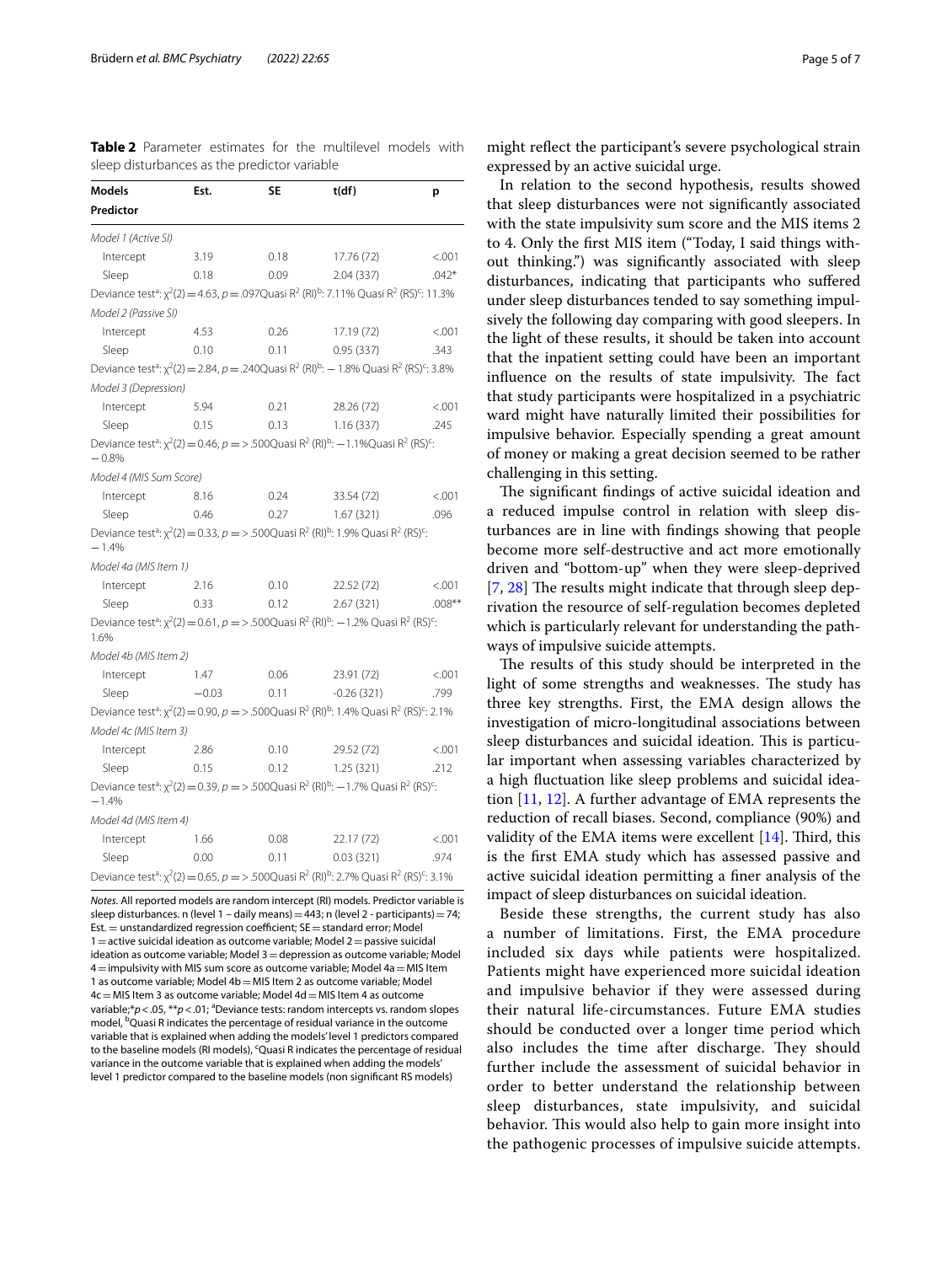**Table 2** Parameter estimates for the multilevel models with sleep disturbances as the predictor variable

| Models<br>Predictor | Est. | SE | t(df) | p |
|---|---|---|---|---|
| *Model 1 (Active SI)* | | | | |
| Intercept | 3.19 | 0.18 | 17.76 (72) | <.001 |
| Sleep | 0.18 | 0.09 | 2.04 (337) | .042* |
| Deviance test[a]: $\chi^2(2) = 4.63$, $p = .097$Quasi $R^2$ (RI)[b]: 7.11% Quasi $R^2$ (RS)[c]: 11.3% | | | | |
| *Model 2 (Passive SI)* | | | | |
| Intercept | 4.53 | 0.26 | 17.19 (72) | <.001 |
| Sleep | 0.10 | 0.11 | 0.95 (337) | .343 |
| Deviance test[a]: $\chi^2(2) = 2.84$, $p = .240$Quasi $R^2$ (RI)[b]: − 1.8% Quasi $R^2$ (RS)[c]: 3.8% | | | | |
| *Model 3 (Depression)* | | | | |
| Intercept | 5.94 | 0.21 | 28.26 (72) | <.001 |
| Sleep | 0.15 | 0.13 | 1.16 (337) | .245 |
| Deviance test[a]: $\chi^2(2) = 0.46$, $p = > .500$Quasi $R^2$ (RI)[b]: −1.1%Quasi $R^2$ (RS)[c]: −0.8% | | | | |
| *Model 4 (MIS Sum Score)* | | | | |
| Intercept | 8.16 | 0.24 | 33.54 (72) | <.001 |
| Sleep | 0.46 | 0.27 | 1.67 (321) | .096 |
| Deviance test[a]: $\chi^2(2) = 0.33$, $p = > .500$Quasi $R^2$ (RI)[b]: 1.9% Quasi $R^2$ (RS)[c]: −1.4% | | | | |
| *Model 4a (MIS Item 1)* | | | | |
| Intercept | 2.16 | 0.10 | 22.52 (72) | <.001 |
| Sleep | 0.33 | 0.12 | 2.67 (321) | .008** |
| Deviance test[a]: $\chi^2(2) = 0.61$, $p = > .500$Quasi $R^2$ (RI)[b]: −1.2% Quasi $R^2$ (RS)[c]: 1.6% | | | | |
| *Model 4b (MIS Item 2)* | | | | |
| Intercept | 1.47 | 0.06 | 23.91 (72) | <.001 |
| Sleep | −0.03 | 0.11 | -0.26 (321) | .799 |
| Deviance test[a]: $\chi^2(2) = 0.90$, $p = > .500$Quasi $R^2$ (RI)[b]: 1.4% Quasi $R^2$ (RS)[c]: 2.1% | | | | |
| *Model 4c (MIS Item 3)* | | | | |
| Intercept | 2.86 | 0.10 | 29.52 (72) | <.001 |
| Sleep | 0.15 | 0.12 | 1.25 (321) | .212 |
| Deviance test[a]: $\chi^2(2) = 0.39$, $p = > .500$Quasi $R^2$ (RI)[b]: −1.7% Quasi $R^2$ (RS)[c]: −1.4% | | | | |
| *Model 4d (MIS Item 4)* | | | | |
| Intercept | 1.66 | 0.08 | 22.17 (72) | <.001 |
| Sleep | 0.00 | 0.11 | 0.03 (321) | .974 |
| Deviance test[a]: $\chi^2(2) = 0.65$, $p = > .500$Quasi $R^2$ (RI)[b]: 2.7% Quasi $R^2$ (RS)[c]: 3.1% | | | | |

*Notes.* All reported models are random intercept (RI) models. Predictor variable is sleep disturbances. n (level 1 – daily means) = 443; n (level 2 - participants) = 74; Est. = unstandardized regression coefficient; SE = standard error; Model 1 = active suicidal ideation as outcome variable; Model 2 = passive suicidal ideation as outcome variable; Model 3 = depression as outcome variable; Model 4 = impulsivity with MIS sum score as outcome variable; Model 4a = MIS Item 1 as outcome variable; Model 4b = MIS Item 2 as outcome variable; Model 4c = MIS Item 3 as outcome variable; Model 4d = MIS Item 4 as outcome variable;*$p < .05$, **$p < .01$; [a]Deviance tests: random intercepts vs. random slopes model, [b]Quasi R indicates the percentage of residual variance in the outcome variable that is explained when adding the models' level 1 predictors compared to the baseline models (RI models), [c]Quasi R indicates the percentage of residual variance in the outcome variable that is explained when adding the models' level 1 predictor compared to the baseline models (non significant RS models)

might reflect the participant's severe psychological strain expressed by an active suicidal urge.

In relation to the second hypothesis, results showed that sleep disturbances were not significantly associated with the state impulsivity sum score and the MIS items 2 to 4. Only the first MIS item ("Today, I said things without thinking.") was significantly associated with sleep disturbances, indicating that participants who suffered under sleep disturbances tended to say something impulsively the following day comparing with good sleepers. In the light of these results, it should be taken into account that the inpatient setting could have been an important influence on the results of state impulsivity. The fact that study participants were hospitalized in a psychiatric ward might have naturally limited their possibilities for impulsive behavior. Especially spending a great amount of money or making a great decision seemed to be rather challenging in this setting.

The significant findings of active suicidal ideation and a reduced impulse control in relation with sleep disturbances are in line with findings showing that people become more self-destructive and act more emotionally driven and "bottom-up" when they were sleep-deprived [7, 28] The results might indicate that through sleep deprivation the resource of self-regulation becomes depleted which is particularly relevant for understanding the pathways of impulsive suicide attempts.

The results of this study should be interpreted in the light of some strengths and weaknesses. The study has three key strengths. First, the EMA design allows the investigation of micro-longitudinal associations between sleep disturbances and suicidal ideation. This is particular important when assessing variables characterized by a high fluctuation like sleep problems and suicidal ideation [11, 12]. A further advantage of EMA represents the reduction of recall biases. Second, compliance (90%) and validity of the EMA items were excellent [14]. Third, this is the first EMA study which has assessed passive and active suicidal ideation permitting a finer analysis of the impact of sleep disturbances on suicidal ideation.

Beside these strengths, the current study has also a number of limitations. First, the EMA procedure included six days while patients were hospitalized. Patients might have experienced more suicidal ideation and impulsive behavior if they were assessed during their natural life-circumstances. Future EMA studies should be conducted over a longer time period which also includes the time after discharge. They should further include the assessment of suicidal behavior in order to better understand the relationship between sleep disturbances, state impulsivity, and suicidal behavior. This would also help to gain more insight into the pathogenic processes of impulsive suicide attempts.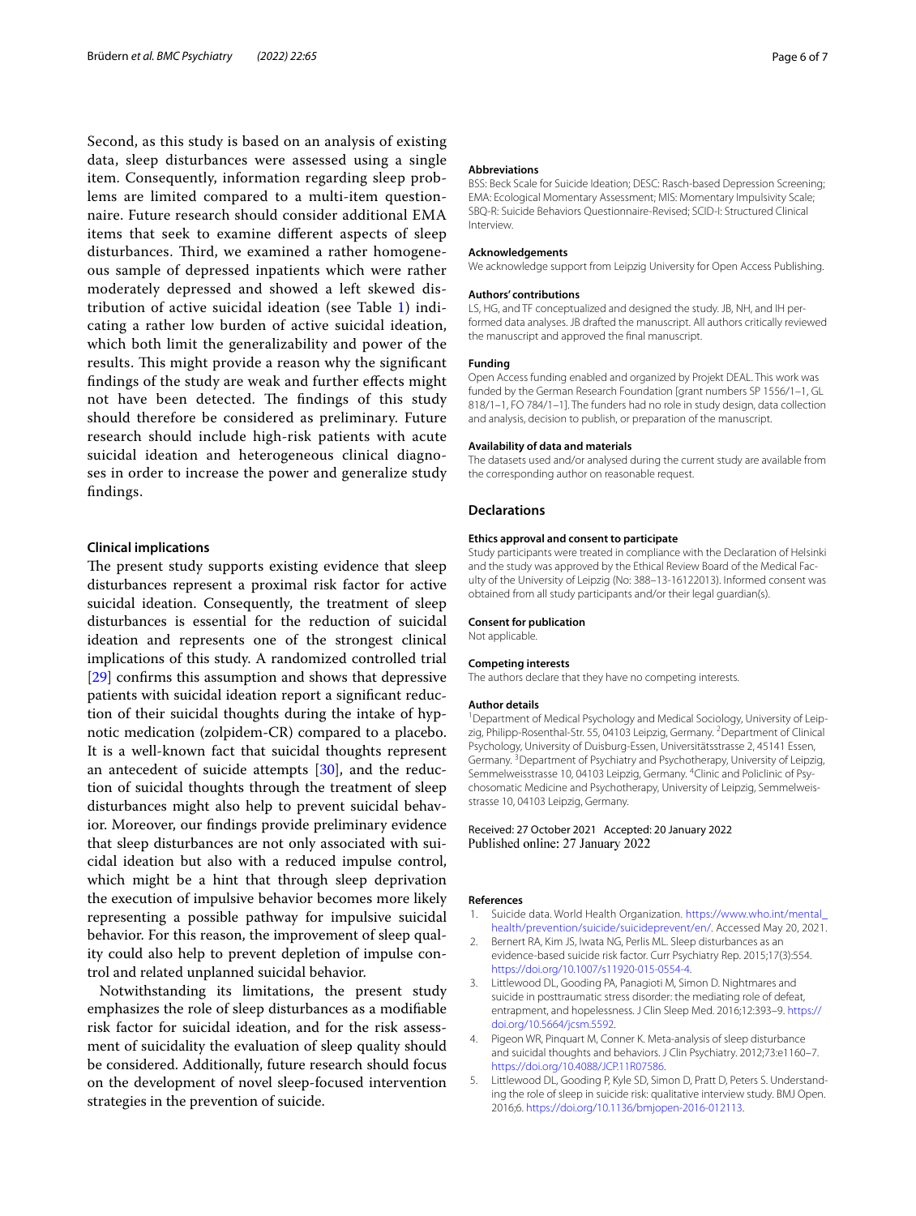Second, as this study is based on an analysis of existing data, sleep disturbances were assessed using a single item. Consequently, information regarding sleep problems are limited compared to a multi-item questionnaire. Future research should consider additional EMA items that seek to examine different aspects of sleep disturbances. Third, we examined a rather homogeneous sample of depressed inpatients which were rather moderately depressed and showed a left skewed distribution of active suicidal ideation (see Table 1) indicating a rather low burden of active suicidal ideation, which both limit the generalizability and power of the results. This might provide a reason why the significant findings of the study are weak and further effects might not have been detected. The findings of this study should therefore be considered as preliminary. Future research should include high-risk patients with acute suicidal ideation and heterogeneous clinical diagnoses in order to increase the power and generalize study findings.

### Clinical implications

The present study supports existing evidence that sleep disturbances represent a proximal risk factor for active suicidal ideation. Consequently, the treatment of sleep disturbances is essential for the reduction of suicidal ideation and represents one of the strongest clinical implications of this study. A randomized controlled trial [29] confirms this assumption and shows that depressive patients with suicidal ideation report a significant reduction of their suicidal thoughts during the intake of hypnotic medication (zolpidem-CR) compared to a placebo. It is a well-known fact that suicidal thoughts represent an antecedent of suicide attempts [30], and the reduction of suicidal thoughts through the treatment of sleep disturbances might also help to prevent suicidal behavior. Moreover, our findings provide preliminary evidence that sleep disturbances are not only associated with suicidal ideation but also with a reduced impulse control, which might be a hint that through sleep deprivation the execution of impulsive behavior becomes more likely representing a possible pathway for impulsive suicidal behavior. For this reason, the improvement of sleep quality could also help to prevent depletion of impulse control and related unplanned suicidal behavior.

Notwithstanding its limitations, the present study emphasizes the role of sleep disturbances as a modifiable risk factor for suicidal ideation, and for the risk assessment of suicidality the evaluation of sleep quality should be considered. Additionally, future research should focus on the development of novel sleep-focused intervention strategies in the prevention of suicide.

#### Abbreviations

BSS: Beck Scale for Suicide Ideation; DESC: Rasch-based Depression Screening; EMA: Ecological Momentary Assessment; MIS: Momentary Impulsivity Scale; SBQ-R: Suicide Behaviors Questionnaire-Revised; SCID-I: Structured Clinical Interview.

#### Acknowledgements

We acknowledge support from Leipzig University for Open Access Publishing.

#### Authors' contributions

LS, HG, and TF conceptualized and designed the study. JB, NH, and IH performed data analyses. JB drafted the manuscript. All authors critically reviewed the manuscript and approved the final manuscript.

#### Funding

Open Access funding enabled and organized by Projekt DEAL. This work was funded by the German Research Foundation [grant numbers SP 1556/1–1, GL 818/1–1, FO 784/1–1]. The funders had no role in study design, data collection and analysis, decision to publish, or preparation of the manuscript.

#### Availability of data and materials

The datasets used and/or analysed during the current study are available from the corresponding author on reasonable request.

### Declarations

#### Ethics approval and consent to participate

Study participants were treated in compliance with the Declaration of Helsinki and the study was approved by the Ethical Review Board of the Medical Faculty of the University of Leipzig (No: 388–13-16122013). Informed consent was obtained from all study participants and/or their legal guardian(s).

#### Consent for publication

Not applicable.

#### Competing interests

The authors declare that they have no competing interests.

#### Author details

[1]Department of Medical Psychology and Medical Sociology, University of Leipzig, Philipp-Rosenthal-Str. 55, 04103 Leipzig, Germany. [2]Department of Clinical Psychology, University of Duisburg-Essen, Universitätsstrasse 2, 45141 Essen, Germany. [3]Department of Psychiatry and Psychotherapy, University of Leipzig, Semmelweisstrasse 10, 04103 Leipzig, Germany. [4]Clinic and Policlinic of Psychosomatic Medicine and Psychotherapy, University of Leipzig, Semmelweisstrasse 10, 04103 Leipzig, Germany.

Received: 27 October 2021 Accepted: 20 January 2022
Published online: 27 January 2022

#### References

1. Suicide data. World Health Organization. https://www.who.int/mental_health/prevention/suicide/suicideprevent/en/. Accessed May 20, 2021.
2. Bernert RA, Kim JS, Iwata NG, Perlis ML. Sleep disturbances as an evidence-based suicide risk factor. Curr Psychiatry Rep. 2015;17(3):554. https://doi.org/10.1007/s11920-015-0554-4.
3. Littlewood DL, Gooding PA, Panagioti M, Simon D. Nightmares and suicide in posttraumatic stress disorder: the mediating role of defeat, entrapment, and hopelessness. J Clin Sleep Med. 2016;12:393–9. https://doi.org/10.5664/jcsm.5592.
4. Pigeon WR, Pinquart M, Conner K. Meta-analysis of sleep disturbance and suicidal thoughts and behaviors. J Clin Psychiatry. 2012;73:e1160–7. https://doi.org/10.4088/JCP.11R07586.
5. Littlewood DL, Gooding P, Kyle SD, Simon D, Pratt D, Peters S. Understanding the role of sleep in suicide risk: qualitative interview study. BMJ Open. 2016;6. https://doi.org/10.1136/bmjopen-2016-012113.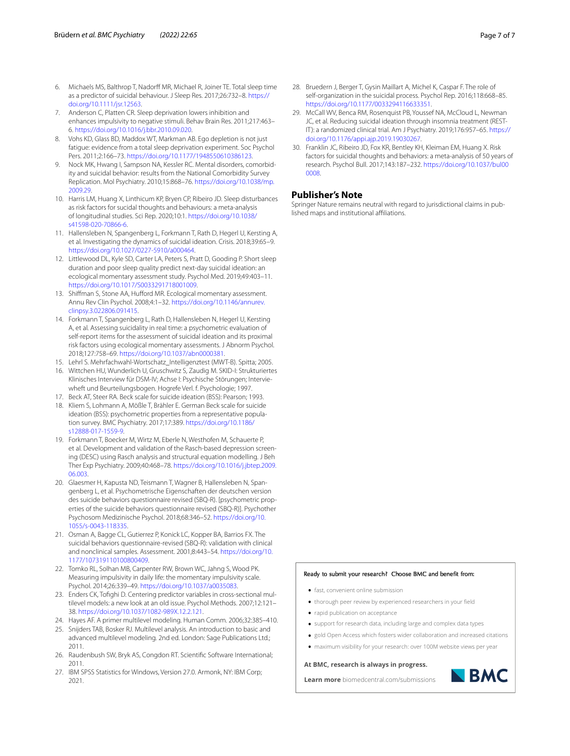6. Michaels MS, Balthrop T, Nadorff MR, Michael R, Joiner TE. Total sleep time as a predictor of suicidal behaviour. J Sleep Res. 2017;26:732–8. https://doi.org/10.1111/jsr.12563.
7. Anderson C, Platten CR. Sleep deprivation lowers inhibition and enhances impulsivity to negative stimuli. Behav Brain Res. 2011;217:463–6. https://doi.org/10.1016/j.bbr.2010.09.020.
8. Vohs KD, Glass BD, Maddox WT, Markman AB. Ego depletion is not just fatigue: evidence from a total sleep deprivation experiment. Soc Psychol Pers. 2011;2:166–73. https://doi.org/10.1177/1948550610386123.
9. Nock MK, Hwang I, Sampson NA, Kessler RC. Mental disorders, comorbidity and suicidal behavior: results from the National Comorbidity Survey Replication. Mol Psychiatry. 2010;15:868–76. https://doi.org/10.1038/mp.2009.29.
10. Harris LM, Huang X, Linthicum KP, Bryen CP, Ribeiro JD. Sleep disturbances as risk factors for suicidal thoughts and behaviours: a meta-analysis of longitudinal studies. Sci Rep. 2020;10:1. https://doi.org/10.1038/s41598-020-70866-6.
11. Hallensleben N, Spangenberg L, Forkmann T, Rath D, Hegerl U, Kersting A, et al. Investigating the dynamics of suicidal ideation. Crisis. 2018;39:65–9. https://doi.org/10.1027/0227-5910/a000464.
12. Littlewood DL, Kyle SD, Carter LA, Peters S, Pratt D, Gooding P. Short sleep duration and poor sleep quality predict next-day suicidal ideation: an ecological momentary assessment study. Psychol Med. 2019;49:403–11. https://doi.org/10.1017/S0033291718001009.
13. Shiffman S, Stone AA, Hufford MR. Ecological momentary assessment. Annu Rev Clin Psychol. 2008;4:1–32. https://doi.org/10.1146/annurev.clinpsy.3.022806.091415.
14. Forkmann T, Spangenberg L, Rath D, Hallensleben N, Hegerl U, Kersting A, et al. Assessing suicidality in real time: a psychometric evaluation of self-report items for the assessment of suicidal ideation and its proximal risk factors using ecological momentary assessments. J Abnorm Psychol. 2018;127:758–69. https://doi.org/10.1037/abn0000381.
15. Lehrl S. Mehrfachwahl-Wortschatz_Intelligenztest (MWT-B). Spitta; 2005.
16. Wittchen HU, Wunderlich U, Gruschwitz S, Zaudig M. SKID-I: Strukturiertes Klinisches Interview für DSM-IV; Achse I: Psychische Störungen; Interviewheft und Beurteilungsbogen. Hogrefe Verl. f. Psychologie; 1997.
17. Beck AT, Steer RA. Beck scale for suicide ideation (BSS): Pearson; 1993.
18. Kliem S, Lohmann A, Mößle T, Brähler E. German Beck scale for suicide ideation (BSS): psychometric properties from a representative population survey. BMC Psychiatry. 2017;17:389. https://doi.org/10.1186/s12888-017-1559-9.
19. Forkmann T, Boecker M, Wirtz M, Eberle N, Westhofen M, Schauerte P, et al. Development and validation of the Rasch-based depression screening (DESC) using Rasch analysis and structural equation modelling. J Beh Ther Exp Psychiatry. 2009;40:468–78. https://doi.org/10.1016/j.jbtep.2009.06.003.
20. Glaesmer H, Kapusta ND, Teismann T, Wagner B, Hallensleben N, Spangenberg L, et al. Psychometrische Eigenschaften der deutschen version des suicide behaviors questionnaire revised (SBQ-R). [psychometric properties of the suicide behaviors questionnaire revised (SBQ-R)]. Psychother Psychosom Medizinische Psychol. 2018;68:346–52. https://doi.org/10.1055/s-0043-118335.
21. Osman A, Bagge CL, Gutierrez P, Konick LC, Kopper BA, Barrios FX. The suicidal behaviors questionnaire-revised (SBQ-R): validation with clinical and nonclinical samples. Assessment. 2001;8:443–54. https://doi.org/10.1177/107319110100800409.
22. Tomko RL, Solhan MB, Carpenter RW, Brown WC, Jahng S, Wood PK. Measuring impulsivity in daily life: the momentary impulsivity scale. Psychol. 2014;26:339–49. https://doi.org/10.1037/a0035083.
23. Enders CK, Tofighi D. Centering predictor variables in cross-sectional multilevel models: a new look at an old issue. Psychol Methods. 2007;12:121–38. https://doi.org/10.1037/1082-989X.12.2.121.
24. Hayes AF. A primer multilevel modeling. Human Comm. 2006;32:385–410.
25. Snijders TAB, Bosker RJ. Multilevel analysis. An introduction to basic and advanced multilevel modeling. 2nd ed. London: Sage Publications Ltd.; 2011.
26. Raudenbush SW, Bryk AS, Congdon RT. Scientific Software International; 2011.
27. IBM SPSS Statistics for Windows, Version 27.0. Armonk, NY: IBM Corp; 2021.
28. Bruedern J, Berger T, Gysin Maillart A, Michel K, Caspar F. The role of self-organization in the suicidal process. Psychol Rep. 2016;118:668–85. https://doi.org/10.1177/0033294116633351.
29. McCall WV, Benca RM, Rosenquist PB, Youssef NA, McCloud L, Newman JC, et al. Reducing suicidal ideation through insomnia treatment (REST-IT): a randomized clinical trial. Am J Psychiatry. 2019;176:957–65. https://doi.org/10.1176/appi.ajp.2019.19030267.
30. Franklin JC, Ribeiro JD, Fox KR, Bentley KH, Kleiman EM, Huang X. Risk factors for suicidal thoughts and behaviors: a meta-analysis of 50 years of research. Psychol Bull. 2017;143:187–232. https://doi.org/10.1037/bul0000008.

## Publisher's Note

Springer Nature remains neutral with regard to jurisdictional claims in published maps and institutional affiliations.

Ready to submit your research? Choose BMC and benefit from:

- fast, convenient online submission
- thorough peer review by experienced researchers in your field
- rapid publication on acceptance
- support for research data, including large and complex data types
- gold Open Access which fosters wider collaboration and increased citations
- maximum visibility for your research: over 100M website views per year

**At BMC, research is always in progress.**

**Learn more** biomedcentral.com/submissions

BMC